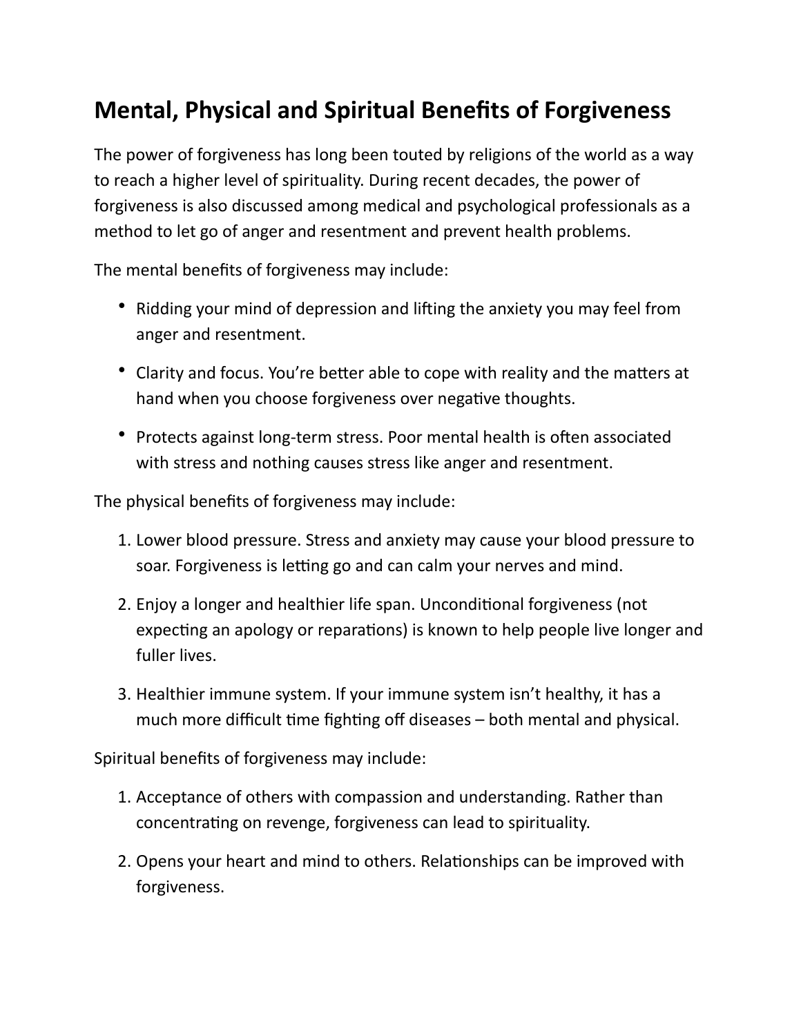# Mental, Physical and Spiritual Benefits of Forgiveness

The power of forgiveness has long been touted by religions of the world as a way to reach a higher level of spirituality. During recent decades, the power of forgiveness is also discussed among medical and psychological professionals as a method to let go of anger and resentment and prevent health problems.

The mental benefits of forgiveness may include:

- Ridding your mind of depression and lifting the anxiety you may feel from anger and resentment.
- Clarity and focus. You're better able to cope with reality and the matters at hand when you choose forgiveness over negative thoughts.
- Protects against long-term stress. Poor mental health is often associated with stress and nothing causes stress like anger and resentment.

The physical benefits of forgiveness may include:

1. Lower blood pressure. Stress and anxiety may cause your blood pressure to soar. Forgiveness is letting go and can calm your nerves and mind.
2. Enjoy a longer and healthier life span. Unconditional forgiveness (not expecting an apology or reparations) is known to help people live longer and fuller lives.
3. Healthier immune system. If your immune system isn't healthy, it has a much more difficult time fighting off diseases – both mental and physical.

Spiritual benefits of forgiveness may include:

1. Acceptance of others with compassion and understanding. Rather than concentrating on revenge, forgiveness can lead to spirituality.
2. Opens your heart and mind to others. Relationships can be improved with forgiveness.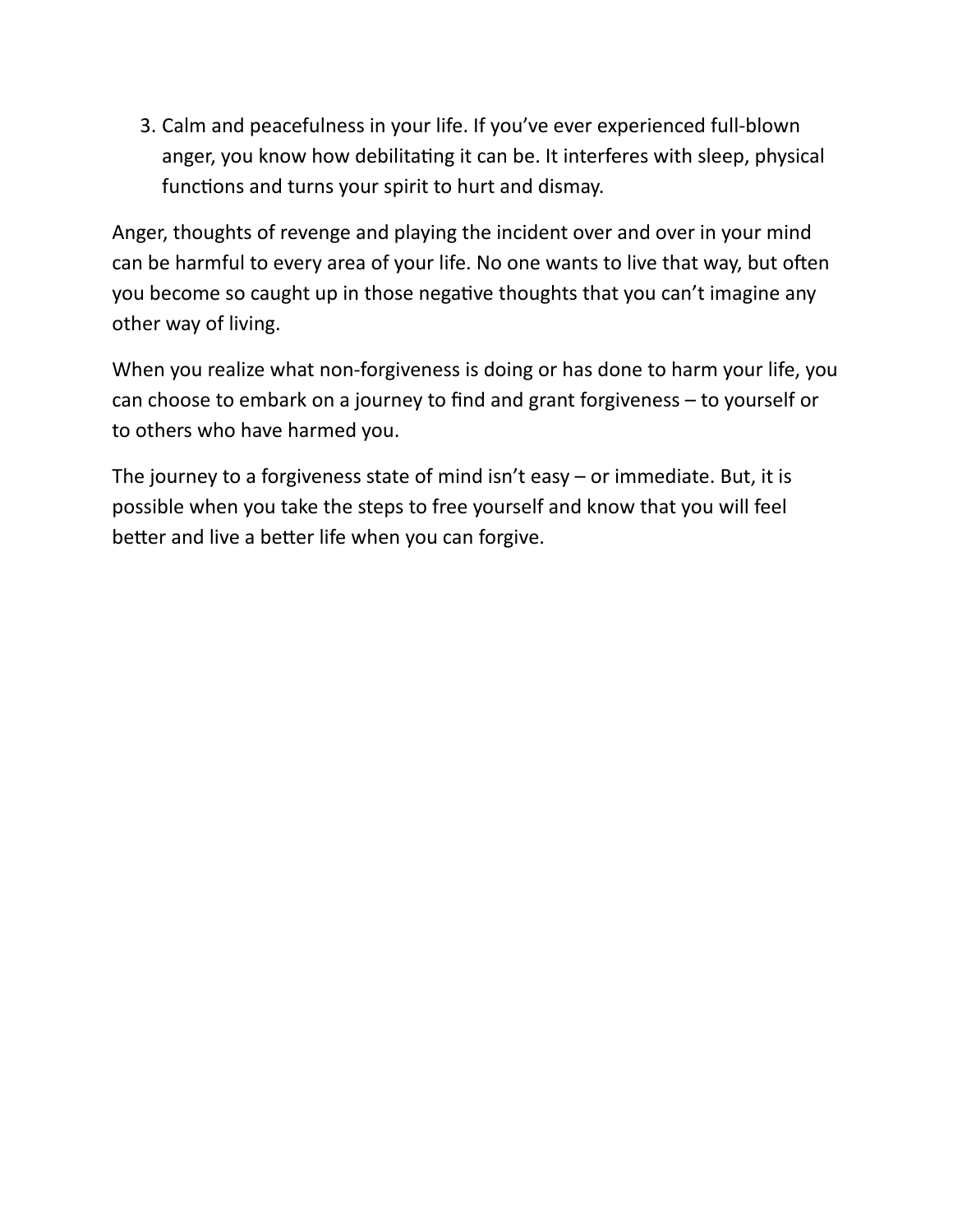3. Calm and peacefulness in your life. If you've ever experienced full-blown anger, you know how debilitating it can be. It interferes with sleep, physical functions and turns your spirit to hurt and dismay.

Anger, thoughts of revenge and playing the incident over and over in your mind can be harmful to every area of your life. No one wants to live that way, but often you become so caught up in those negative thoughts that you can't imagine any other way of living.

When you realize what non-forgiveness is doing or has done to harm your life, you can choose to embark on a journey to find and grant forgiveness – to yourself or to others who have harmed you.

The journey to a forgiveness state of mind isn't easy – or immediate. But, it is possible when you take the steps to free yourself and know that you will feel better and live a better life when you can forgive.